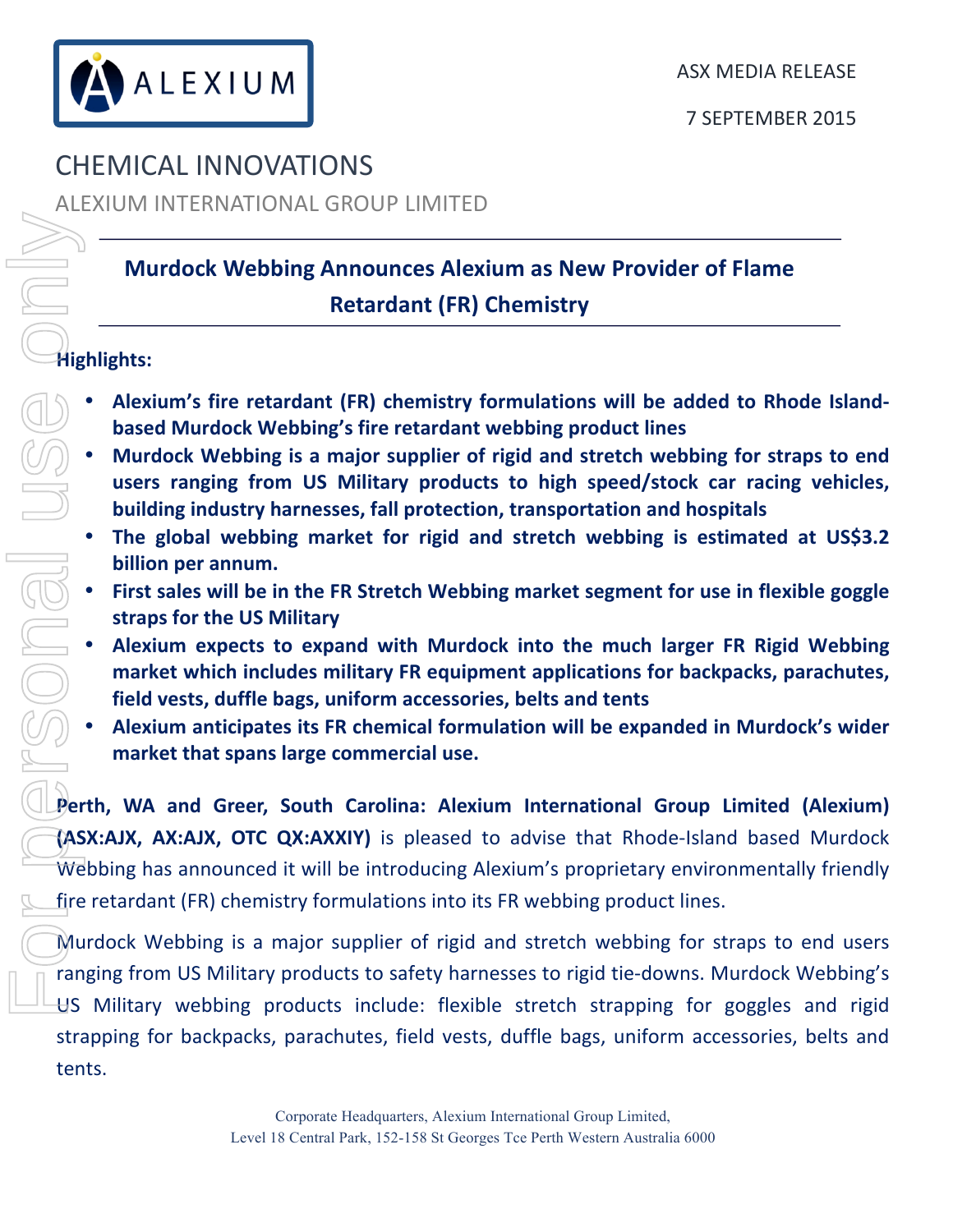ALEXIUM

ASX MEDIA RELEASE

7 SEPTEMBER 2015

# CHEMICAL INNOVATIONS

ALEXIUM INTERNATIONAL GROUP LIMITED

## Murdock Webbing Announces Alexium as New Provider of Flame Retardant (FR) Chemistry

**Highlights:**

- **Alexium's fire retardant (FR) chemistry formulations will be added to Rhode Island-based Murdock Webbing's fire retardant webbing product lines**
- **Murdock Webbing is a major supplier of rigid and stretch webbing for straps to end users ranging from US Military products to high speed/stock car racing vehicles, building industry harnesses, fall protection, transportation and hospitals**
- **The global webbing market for rigid and stretch webbing is estimated at US$3.2 billion per annum.**
- **First sales will be in the FR Stretch Webbing market segment for use in flexible goggle straps for the US Military**
- **Alexium expects to expand with Murdock into the much larger FR Rigid Webbing market which includes military FR equipment applications for backpacks, parachutes, field vests, duffle bags, uniform accessories, belts and tents**
- **Alexium anticipates its FR chemical formulation will be expanded in Murdock's wider market that spans large commercial use.**

**Perth, WA and Greer, South Carolina: Alexium International Group Limited (Alexium) (ASX:AJX, AX:AJX, OTC QX:AXXIY)** is pleased to advise that Rhode-Island based Murdock Webbing has announced it will be introducing Alexium's proprietary environmentally friendly fire retardant (FR) chemistry formulations into its FR webbing product lines.

Murdock Webbing is a major supplier of rigid and stretch webbing for straps to end users ranging from US Military products to safety harnesses to rigid tie-downs. Murdock Webbing's US Military webbing products include: flexible stretch strapping for goggles and rigid strapping for backpacks, parachutes, field vests, duffle bags, uniform accessories, belts and tents.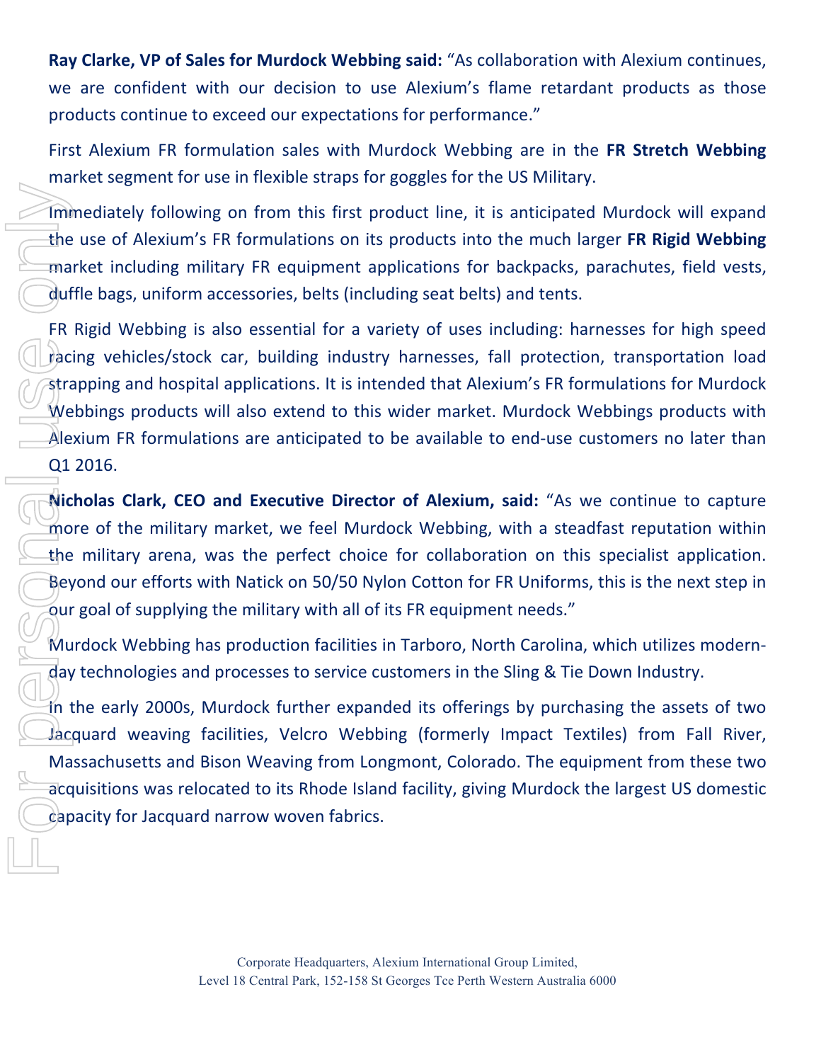**Ray Clarke, VP of Sales for Murdock Webbing said:** "As collaboration with Alexium continues, we are confident with our decision to use Alexium's flame retardant products as those products continue to exceed our expectations for performance."

First Alexium FR formulation sales with Murdock Webbing are in the **FR Stretch Webbing** market segment for use in flexible straps for goggles for the US Military.

Immediately following on from this first product line, it is anticipated Murdock will expand the use of Alexium's FR formulations on its products into the much larger **FR Rigid Webbing** market including military FR equipment applications for backpacks, parachutes, field vests, duffle bags, uniform accessories, belts (including seat belts) and tents.

FR Rigid Webbing is also essential for a variety of uses including: harnesses for high speed racing vehicles/stock car, building industry harnesses, fall protection, transportation load strapping and hospital applications. It is intended that Alexium's FR formulations for Murdock Webbings products will also extend to this wider market. Murdock Webbings products with Alexium FR formulations are anticipated to be available to end-use customers no later than Q1 2016.

**Nicholas Clark, CEO and Executive Director of Alexium, said:** "As we continue to capture more of the military market, we feel Murdock Webbing, with a steadfast reputation within the military arena, was the perfect choice for collaboration on this specialist application. Beyond our efforts with Natick on 50/50 Nylon Cotton for FR Uniforms, this is the next step in our goal of supplying the military with all of its FR equipment needs."

Murdock Webbing has production facilities in Tarboro, North Carolina, which utilizes modern-day technologies and processes to service customers in the Sling & Tie Down Industry.

In the early 2000s, Murdock further expanded its offerings by purchasing the assets of two Jacquard weaving facilities, Velcro Webbing (formerly Impact Textiles) from Fall River, Massachusetts and Bison Weaving from Longmont, Colorado. The equipment from these two acquisitions was relocated to its Rhode Island facility, giving Murdock the largest US domestic capacity for Jacquard narrow woven fabrics.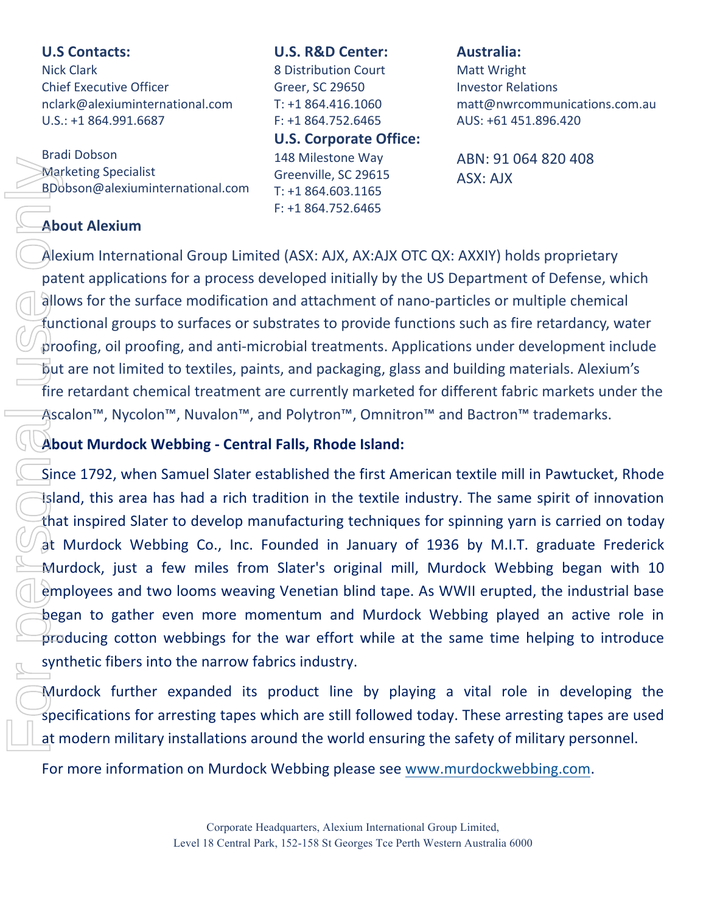**U.S Contacts:**
Nick Clark
Chief Executive Officer
nclark@alexiuminternational.com
U.S.: +1 864.991.6687

Bradi Dobson
Marketing Specialist
BDobson@alexiuminternational.com

**U.S. R&D Center:**
8 Distribution Court
Greer, SC 29650
T: +1 864.416.1060
F: +1 864.752.6465

**U.S. Corporate Office:**
148 Milestone Way
Greenville, SC 29615
T: +1 864.603.1165
F: +1 864.752.6465

**Australia:**
Matt Wright
Investor Relations
matt@nwrcommunications.com.au
AUS: +61 451.896.420

ABN: 91 064 820 408
ASX: AJX

## About Alexium

Alexium International Group Limited (ASX: AJX, AX:AJX OTC QX: AXXIY) holds proprietary patent applications for a process developed initially by the US Department of Defense, which allows for the surface modification and attachment of nano-particles or multiple chemical functional groups to surfaces or substrates to provide functions such as fire retardancy, water proofing, oil proofing, and anti-microbial treatments. Applications under development include but are not limited to textiles, paints, and packaging, glass and building materials. Alexium's fire retardant chemical treatment are currently marketed for different fabric markets under the Ascalon™, Nycolon™, Nuvalon™, and Polytron™, Omnitron™ and Bactron™ trademarks.

## About Murdock Webbing - Central Falls, Rhode Island:

Since 1792, when Samuel Slater established the first American textile mill in Pawtucket, Rhode Island, this area has had a rich tradition in the textile industry. The same spirit of innovation that inspired Slater to develop manufacturing techniques for spinning yarn is carried on today at Murdock Webbing Co., Inc. Founded in January of 1936 by M.I.T. graduate Frederick Murdock, just a few miles from Slater's original mill, Murdock Webbing began with 10 employees and two looms weaving Venetian blind tape. As WWII erupted, the industrial base began to gather even more momentum and Murdock Webbing played an active role in producing cotton webbings for the war effort while at the same time helping to introduce synthetic fibers into the narrow fabrics industry.

Murdock further expanded its product line by playing a vital role in developing the specifications for arresting tapes which are still followed today. These arresting tapes are used at modern military installations around the world ensuring the safety of military personnel.

For more information on Murdock Webbing please see www.murdockwebbing.com.

Corporate Headquarters, Alexium International Group Limited,
Level 18 Central Park, 152-158 St Georges Tce Perth Western Australia 6000